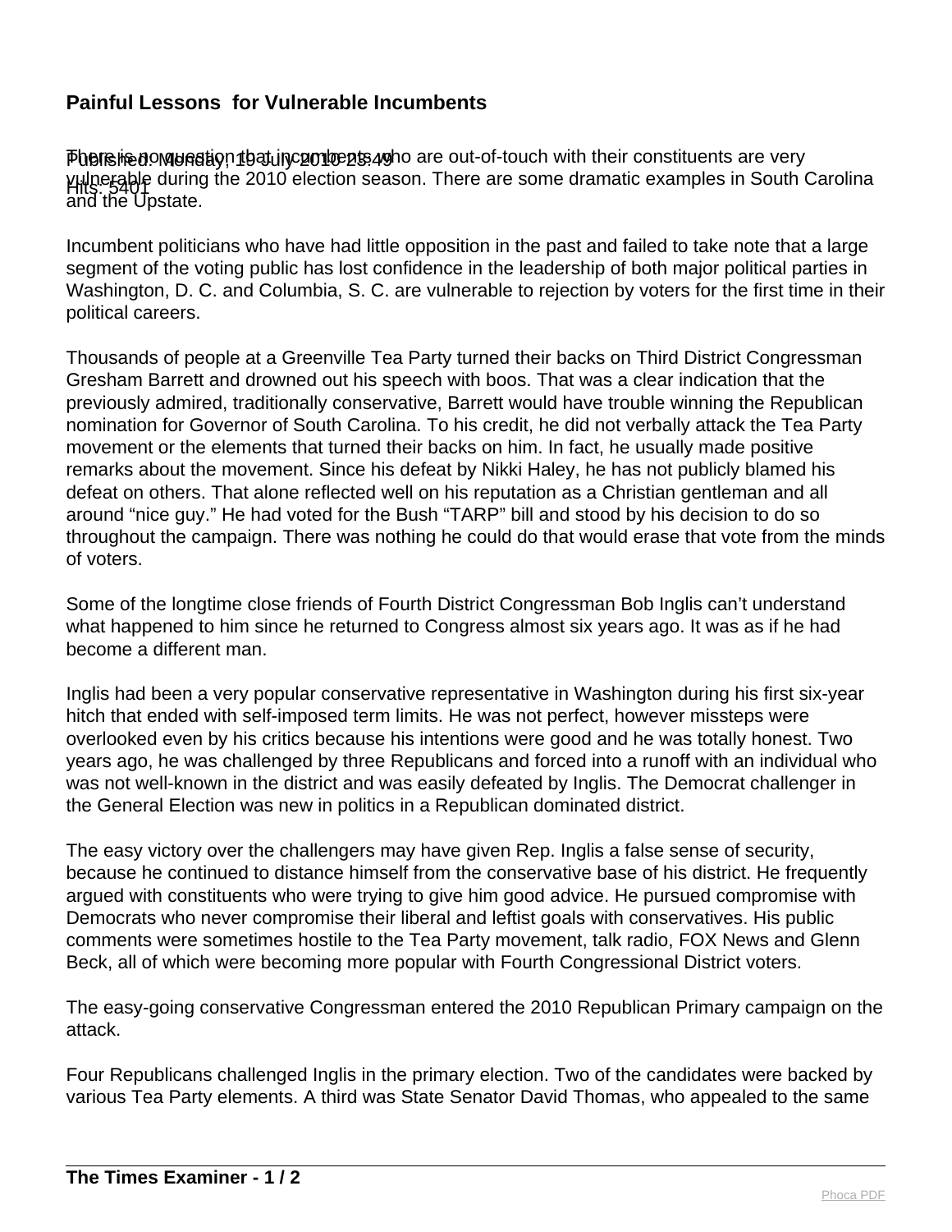# Painful Lessons for Vulnerable Incumbents

Published: Monday, 19 July 2010 23:49
Hits: 5401

There is no question that incumbents who are out-of-touch with their constituents are very vulnerable during the 2010 election season. There are some dramatic examples in South Carolina and the Upstate.

Incumbent politicians who have had little opposition in the past and failed to take note that a large segment of the voting public has lost confidence in the leadership of both major political parties in Washington, D. C. and Columbia, S. C. are vulnerable to rejection by voters for the first time in their political careers.

Thousands of people at a Greenville Tea Party turned their backs on Third District Congressman Gresham Barrett and drowned out his speech with boos. That was a clear indication that the previously admired, traditionally conservative, Barrett would have trouble winning the Republican nomination for Governor of South Carolina. To his credit, he did not verbally attack the Tea Party movement or the elements that turned their backs on him. In fact, he usually made positive remarks about the movement. Since his defeat by Nikki Haley, he has not publicly blamed his defeat on others. That alone reflected well on his reputation as a Christian gentleman and all around "nice guy." He had voted for the Bush "TARP" bill and stood by his decision to do so throughout the campaign. There was nothing he could do that would erase that vote from the minds of voters.

Some of the longtime close friends of Fourth District Congressman Bob Inglis can't understand what happened to him since he returned to Congress almost six years ago. It was as if he had become a different man.

Inglis had been a very popular conservative representative in Washington during his first six-year hitch that ended with self-imposed term limits. He was not perfect, however missteps were overlooked even by his critics because his intentions were good and he was totally honest. Two years ago, he was challenged by three Republicans and forced into a runoff with an individual who was not well-known in the district and was easily defeated by Inglis. The Democrat challenger in the General Election was new in politics in a Republican dominated district.

The easy victory over the challengers may have given Rep. Inglis a false sense of security, because he continued to distance himself from the conservative base of his district. He frequently argued with constituents who were trying to give him good advice. He pursued compromise with Democrats who never compromise their liberal and leftist goals with conservatives. His public comments were sometimes hostile to the Tea Party movement, talk radio, FOX News and Glenn Beck, all of which were becoming more popular with Fourth Congressional District voters.

The easy-going conservative Congressman entered the 2010 Republican Primary campaign on the attack.

Four Republicans challenged Inglis in the primary election. Two of the candidates were backed by various Tea Party elements. A third was State Senator David Thomas, who appealed to the same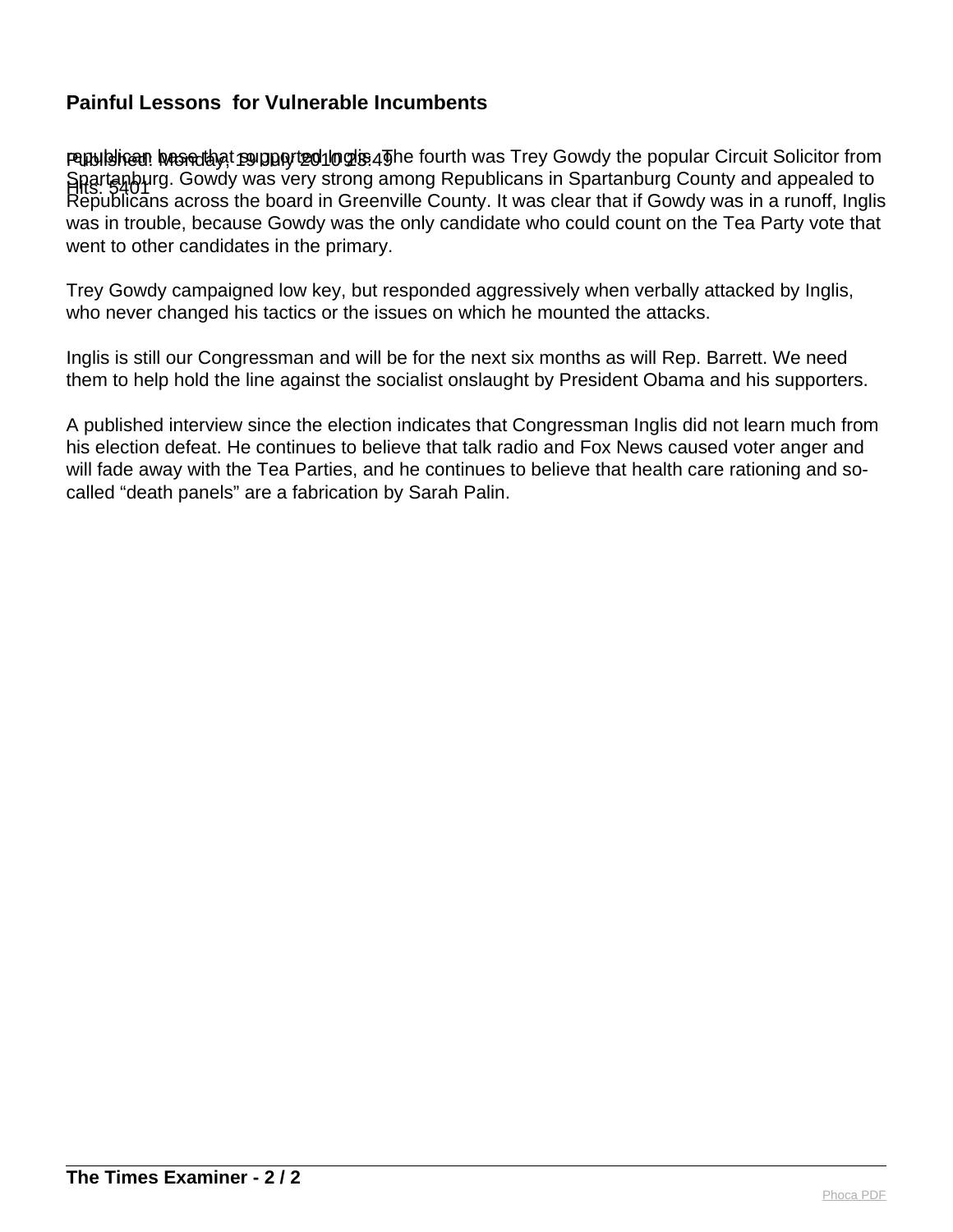republican base that supported Inglis. The fourth was Trey Gowdy the popular Circuit Solicitor from Spartanburg. Gowdy was very strong among Republicans in Spartanburg County and appealed to Republicans across the board in Greenville County. It was clear that if Gowdy was in a runoff, Inglis was in trouble, because Gowdy was the only candidate who could count on the Tea Party vote that went to other candidates in the primary.

Trey Gowdy campaigned low key, but responded aggressively when verbally attacked by Inglis, who never changed his tactics or the issues on which he mounted the attacks.

Inglis is still our Congressman and will be for the next six months as will Rep. Barrett. We need them to help hold the line against the socialist onslaught by President Obama and his supporters.

A published interview since the election indicates that Congressman Inglis did not learn much from his election defeat. He continues to believe that talk radio and Fox News caused voter anger and will fade away with the Tea Parties, and he continues to believe that health care rationing and so-called “death panels” are a fabrication by Sarah Palin.